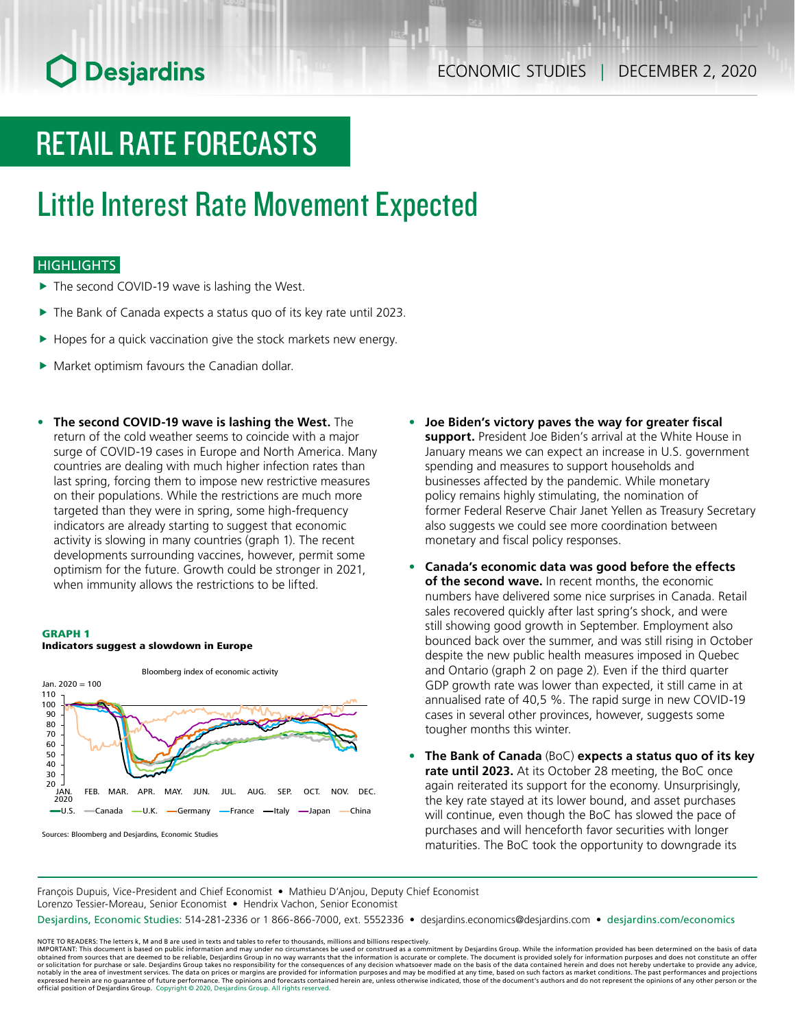# RETAIL RATE FORECASTS

## Little Interest Rate Movement Expected

### HIGHLIGHTS

- The second COVID-19 wave is lashing the West.
- The Bank of Canada expects a status quo of its key rate until 2023.
- Hopes for a quick vaccination give the stock markets new energy.
- Market optimism favours the Canadian dollar.

- **The second COVID-19 wave is lashing the West.** The return of the cold weather seems to coincide with a major surge of COVID-19 cases in Europe and North America. Many countries are dealing with much higher infection rates than last spring, forcing them to impose new restrictive measures on their populations. While the restrictions are much more targeted than they were in spring, some high-frequency indicators are already starting to suggest that economic activity is slowing in many countries (graph 1). The recent developments surrounding vaccines, however, permit some optimism for the future. Growth could be stronger in 2021, when immunity allows the restrictions to be lifted.

**GRAPH 1**
**Indicators suggest a slowdown in Europe**

Bloomberg index of economic activity

Sources: Bloomberg and Desjardins, Economic Studies

- **Joe Biden's victory paves the way for greater fiscal support.** President Joe Biden's arrival at the White House in January means we can expect an increase in U.S. government spending and measures to support households and businesses affected by the pandemic. While monetary policy remains highly stimulating, the nomination of former Federal Reserve Chair Janet Yellen as Treasury Secretary also suggests we could see more coordination between monetary and fiscal policy responses.
- **Canada's economic data was good before the effects of the second wave.** In recent months, the economic numbers have delivered some nice surprises in Canada. Retail sales recovered quickly after last spring's shock, and were still showing good growth in September. Employment also bounced back over the summer, and was still rising in October despite the new public health measures imposed in Quebec and Ontario (graph 2 on page 2). Even if the third quarter GDP growth rate was lower than expected, it still came in at annualised rate of 40,5 %. The rapid surge in new COVID-19 cases in several other provinces, however, suggests some tougher months this winter.
- **The Bank of Canada** (BoC) **expects a status quo of its key rate until 2023.** At its October 28 meeting, the BoC once again reiterated its support for the economy. Unsurprisingly, the key rate stayed at its lower bound, and asset purchases will continue, even though the BoC has slowed the pace of purchases and will henceforth favor securities with longer maturities. The BoC took the opportunity to downgrade its

François Dupuis, Vice-President and Chief Economist • Mathieu D'Anjou, Deputy Chief Economist
Lorenzo Tessier-Moreau, Senior Economist • Hendrix Vachon, Senior Economist

Desjardins, Economic Studies: 514-281-2336 or 1 866-866-7000, ext. 5552336 • desjardins.economics@desjardins.com • desjardins.com/economics

NOTE TO READERS: The letters k, M and B are used in texts and tables to refer to thousands, millions and billions respectively.
IMPORTANT: This document is based on public information and may under no circumstances be used or construed as a commitment by Desjardins Group. While the information provided has been determined on the basis of data obtained from sources that are deemed to be reliable, Desjardins Group in no way warrants that the information is accurate or complete. The document is provided solely for information purposes and does not constitute an offer or solicitation for purchase or sale. Desjardins Group takes no responsibility for the consequences of any decision whatsoever made on the basis of the data contained herein and does not hereby undertake to provide any advice, notably in the area of investment services. The data on prices or margins are provided for information purposes and may be modified at any time, based on such factors as market conditions. The past performances and projections expressed herein are no guarantee of future performance. The opinions and forecasts contained herein are, unless otherwise indicated, those of the document's authors and do not represent the opinions of any other person or the official position of Desjardins Group. Copyright © 2020, Desjardins Group. All rights reserved.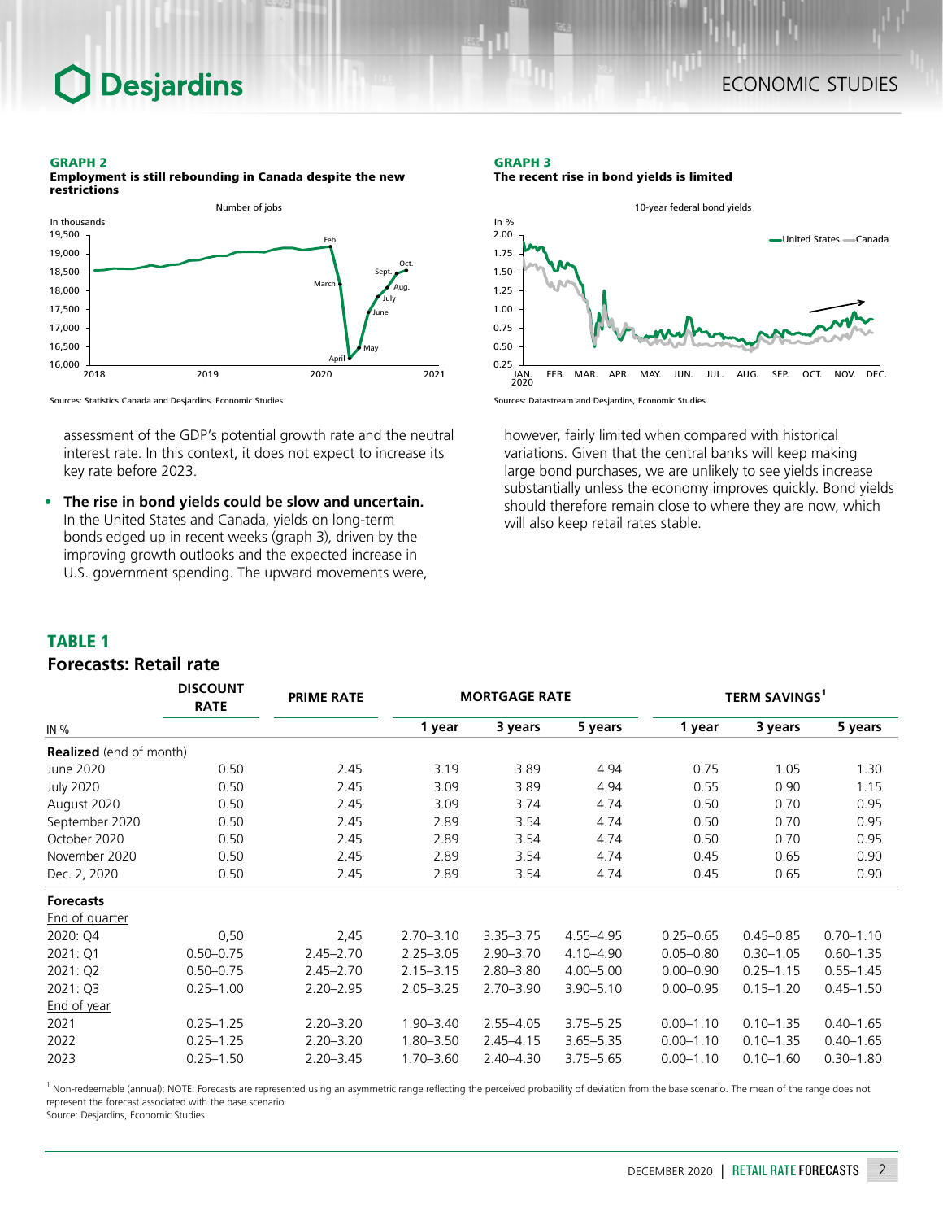**GRAPH 2**
**Employment is still rebounding in Canada despite the new restrictions**

Sources: Statistics Canada and Desjardins, Economic Studies

**GRAPH 3**
**The recent rise in bond yields is limited**

Sources: Datastream and Desjardins, Economic Studies

assessment of the GDP's potential growth rate and the neutral interest rate. In this context, it does not expect to increase its key rate before 2023.

- **The rise in bond yields could be slow and uncertain.** In the United States and Canada, yields on long-term bonds edged up in recent weeks (graph 3), driven by the improving growth outlooks and the expected increase in U.S. government spending. The upward movements were, however, fairly limited when compared with historical variations. Given that the central banks will keep making large bond purchases, we are unlikely to see yields increase substantially unless the economy improves quickly. Bond yields should therefore remain close to where they are now, which will also keep retail rates stable.

## TABLE 1
### Forecasts: Retail rate

| IN % | DISCOUNT RATE | PRIME RATE | MORTGAGE RATE | | | TERM SAVINGS[1] | | |
|---|---|---|---|---|---|---|---|---|
| | | | 1 year | 3 years | 5 years | 1 year | 3 years | 5 years |
| **Realized** (end of month) | | | | | | | | |
| June 2020 | 0.50 | 2.45 | 3.19 | 3.89 | 4.94 | 0.75 | 1.05 | 1.30 |
| July 2020 | 0.50 | 2.45 | 3.09 | 3.89 | 4.94 | 0.55 | 0.90 | 1.15 |
| August 2020 | 0.50 | 2.45 | 3.09 | 3.74 | 4.74 | 0.50 | 0.70 | 0.95 |
| September 2020 | 0.50 | 2.45 | 2.89 | 3.54 | 4.74 | 0.50 | 0.70 | 0.95 |
| October 2020 | 0.50 | 2.45 | 2.89 | 3.54 | 4.74 | 0.50 | 0.70 | 0.95 |
| November 2020 | 0.50 | 2.45 | 2.89 | 3.54 | 4.74 | 0.45 | 0.65 | 0.90 |
| Dec. 2, 2020 | 0.50 | 2.45 | 2.89 | 3.54 | 4.74 | 0.45 | 0.65 | 0.90 |
| **Forecasts** | | | | | | | | |
| End of quarter | | | | | | | | |
| 2020: Q4 | 0,50 | 2,45 | 2.70–3.10 | 3.35–3.75 | 4.55–4.95 | 0.25–0.65 | 0.45–0.85 | 0.70–1.10 |
| 2021: Q1 | 0.50–0.75 | 2.45–2.70 | 2.25–3.05 | 2.90–3.70 | 4.10–4.90 | 0.05–0.80 | 0.30–1.05 | 0.60–1.35 |
| 2021: Q2 | 0.50–0.75 | 2.45–2.70 | 2.15–3.15 | 2.80–3.80 | 4.00–5.00 | 0.00–0.90 | 0.25–1.15 | 0.55–1.45 |
| 2021: Q3 | 0.25–1.00 | 2.20–2.95 | 2.05–3.25 | 2.70–3.90 | 3.90–5.10 | 0.00–0.95 | 0.15–1.20 | 0.45–1.50 |
| End of year | | | | | | | | |
| 2021 | 0.25–1.25 | 2.20–3.20 | 1.90–3.40 | 2.55–4.05 | 3.75–5.25 | 0.00–1.10 | 0.10–1.35 | 0.40–1.65 |
| 2022 | 0.25–1.25 | 2.20–3.20 | 1.80–3.50 | 2.45–4.15 | 3.65–5.35 | 0.00–1.10 | 0.10–1.35 | 0.40–1.65 |
| 2023 | 0.25–1.50 | 2.20–3.45 | 1.70–3.60 | 2.40–4.30 | 3.75–5.65 | 0.00–1.10 | 0.10–1.60 | 0.30–1.80 |

[1] Non-redeemable (annual); NOTE: Forecasts are represented using an asymmetric range reflecting the perceived probability of deviation from the base scenario. The mean of the range does not represent the forecast associated with the base scenario.
Source: Desjardins, Economic Studies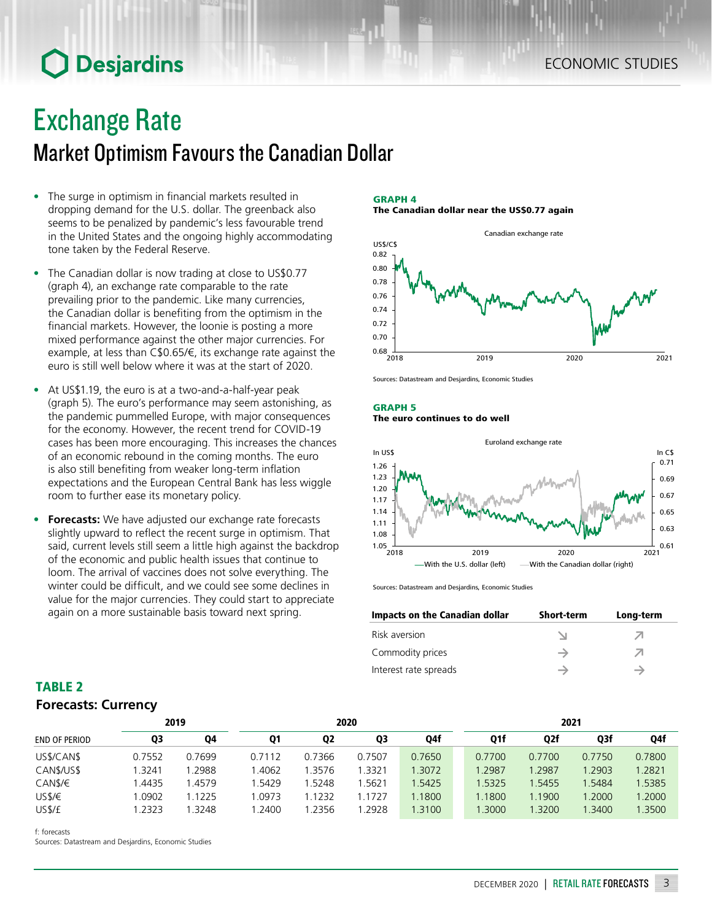// Exchange Rate

# Exchange Rate

## Market Optimism Favours the Canadian Dollar

- The surge in optimism in financial markets resulted in dropping demand for the U.S. dollar. The greenback also seems to be penalized by pandemic's less favourable trend in the United States and the ongoing highly accommodating tone taken by the Federal Reserve.
- The Canadian dollar is now trading at close to US$0.77 (graph 4), an exchange rate comparable to the rate prevailing prior to the pandemic. Like many currencies, the Canadian dollar is benefiting from the optimism in the financial markets. However, the loonie is posting a more mixed performance against the other major currencies. For example, at less than C$0.65/€, its exchange rate against the euro is still well below where it was at the start of 2020.
- At US$1.19, the euro is at a two-and-a-half-year peak (graph 5). The euro's performance may seem astonishing, as the pandemic pummelled Europe, with major consequences for the economy. However, the recent trend for COVID-19 cases has been more encouraging. This increases the chances of an economic rebound in the coming months. The euro is also still benefiting from weaker long-term inflation expectations and the European Central Bank has less wiggle room to further ease its monetary policy.
- **Forecasts:** We have adjusted our exchange rate forecasts slightly upward to reflect the recent surge in optimism. That said, current levels still seem a little high against the backdrop of the economic and public health issues that continue to loom. The arrival of vaccines does not solve everything. The winter could be difficult, and we could see some declines in value for the major currencies. They could start to appreciate again on a more sustainable basis toward next spring.

**GRAPH 4**
**The Canadian dollar near the US$0.77 again**

Sources: Datastream and Desjardins, Economic Studies

**GRAPH 5**
**The euro continues to do well**

Sources: Datastream and Desjardins, Economic Studies

| Impacts on the Canadian dollar | Short-term | Long-term |
|---|---|---|
| Risk aversion | ↘ | ↗ |
| Commodity prices | → | ↗ |
| Interest rate spreads | → | → |

**TABLE 2**
**Forecasts: Currency**

| | 2019 | | 2020 | | | | 2021 | | | |
|---|---|---|---|---|---|---|---|---|---|---|
| END OF PERIOD | Q3 | Q4 | Q1 | Q2 | Q3 | Q4f | Q1f | Q2f | Q3f | Q4f |
| US$/CAN$ | 0.7552 | 0.7699 | 0.7112 | 0.7366 | 0.7507 | 0.7650 | 0.7700 | 0.7700 | 0.7750 | 0.7800 |
| CAN$/US$ | 1.3241 | 1.2988 | 1.4062 | 1.3576 | 1.3321 | 1.3072 | 1.2987 | 1.2987 | 1.2903 | 1.2821 |
| CAN$/€ | 1.4435 | 1.4579 | 1.5429 | 1.5248 | 1.5621 | 1.5425 | 1.5325 | 1.5455 | 1.5484 | 1.5385 |
| US$/€ | 1.0902 | 1.1225 | 1.0973 | 1.1232 | 1.1727 | 1.1800 | 1.1800 | 1.1900 | 1.2000 | 1.2000 |
| US$/£ | 1.2323 | 1.3248 | 1.2400 | 1.2356 | 1.2928 | 1.3100 | 1.3000 | 1.3200 | 1.3400 | 1.3500 |

f: forecasts
Sources: Datastream and Desjardins, Economic Studies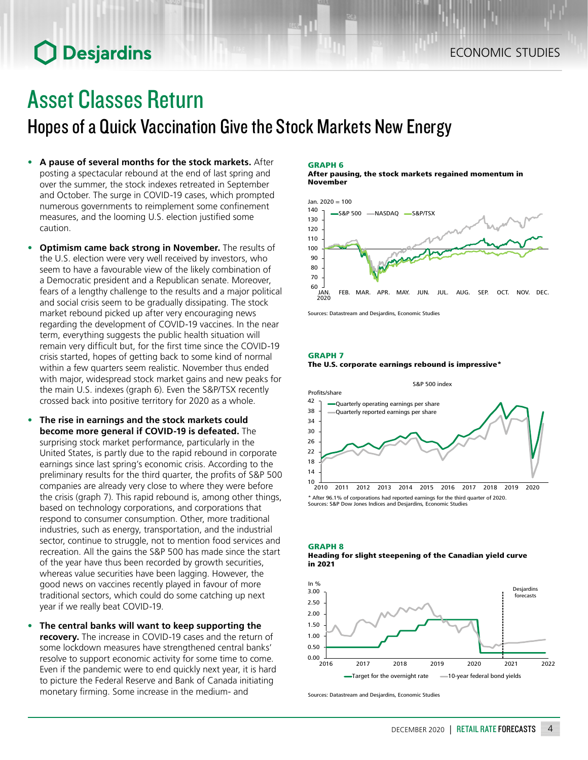# Asset Classes Return

## Hopes of a Quick Vaccination Give the Stock Markets New Energy

- **A pause of several months for the stock markets.** After posting a spectacular rebound at the end of last spring and over the summer, the stock indexes retreated in September and October. The surge in COVID-19 cases, which prompted numerous governments to reimplement some confinement measures, and the looming U.S. election justified some caution.
- **Optimism came back strong in November.** The results of the U.S. election were very well received by investors, who seem to have a favourable view of the likely combination of a Democratic president and a Republican senate. Moreover, fears of a lengthy challenge to the results and a major political and social crisis seem to be gradually dissipating. The stock market rebound picked up after very encouraging news regarding the development of COVID-19 vaccines. In the near term, everything suggests the public health situation will remain very difficult but, for the first time since the COVID-19 crisis started, hopes of getting back to some kind of normal within a few quarters seem realistic. November thus ended with major, widespread stock market gains and new peaks for the main U.S. indexes (graph 6). Even the S&P/TSX recently crossed back into positive territory for 2020 as a whole.
- **The rise in earnings and the stock markets could become more general if COVID-19 is defeated.** The surprising stock market performance, particularly in the United States, is partly due to the rapid rebound in corporate earnings since last spring's economic crisis. According to the preliminary results for the third quarter, the profits of S&P 500 companies are already very close to where they were before the crisis (graph 7). This rapid rebound is, among other things, based on technology corporations, and corporations that respond to consumer consumption. Other, more traditional industries, such as energy, transportation, and the industrial sector, continue to struggle, not to mention food services and recreation. All the gains the S&P 500 has made since the start of the year have thus been recorded by growth securities, whereas value securities have been lagging. However, the good news on vaccines recently played in favour of more traditional sectors, which could do some catching up next year if we really beat COVID-19.
- **The central banks will want to keep supporting the recovery.** The increase in COVID-19 cases and the return of some lockdown measures have strengthened central banks' resolve to support economic activity for some time to come. Even if the pandemic were to end quickly next year, it is hard to picture the Federal Reserve and Bank of Canada initiating monetary firming. Some increase in the medium- and

**GRAPH 6**
**After pausing, the stock markets regained momentum in November**

Sources: Datastream and Desjardins, Economic Studies

**GRAPH 7**
**The U.S. corporate earnings rebound is impressive***

* After 96.1% of corporations had reported earnings for the third quarter of 2020.
Sources: S&P Dow Jones Indices and Desjardins, Economic Studies

**GRAPH 8**
**Heading for slight steepening of the Canadian yield curve in 2021**

Sources: Datastream and Desjardins, Economic Studies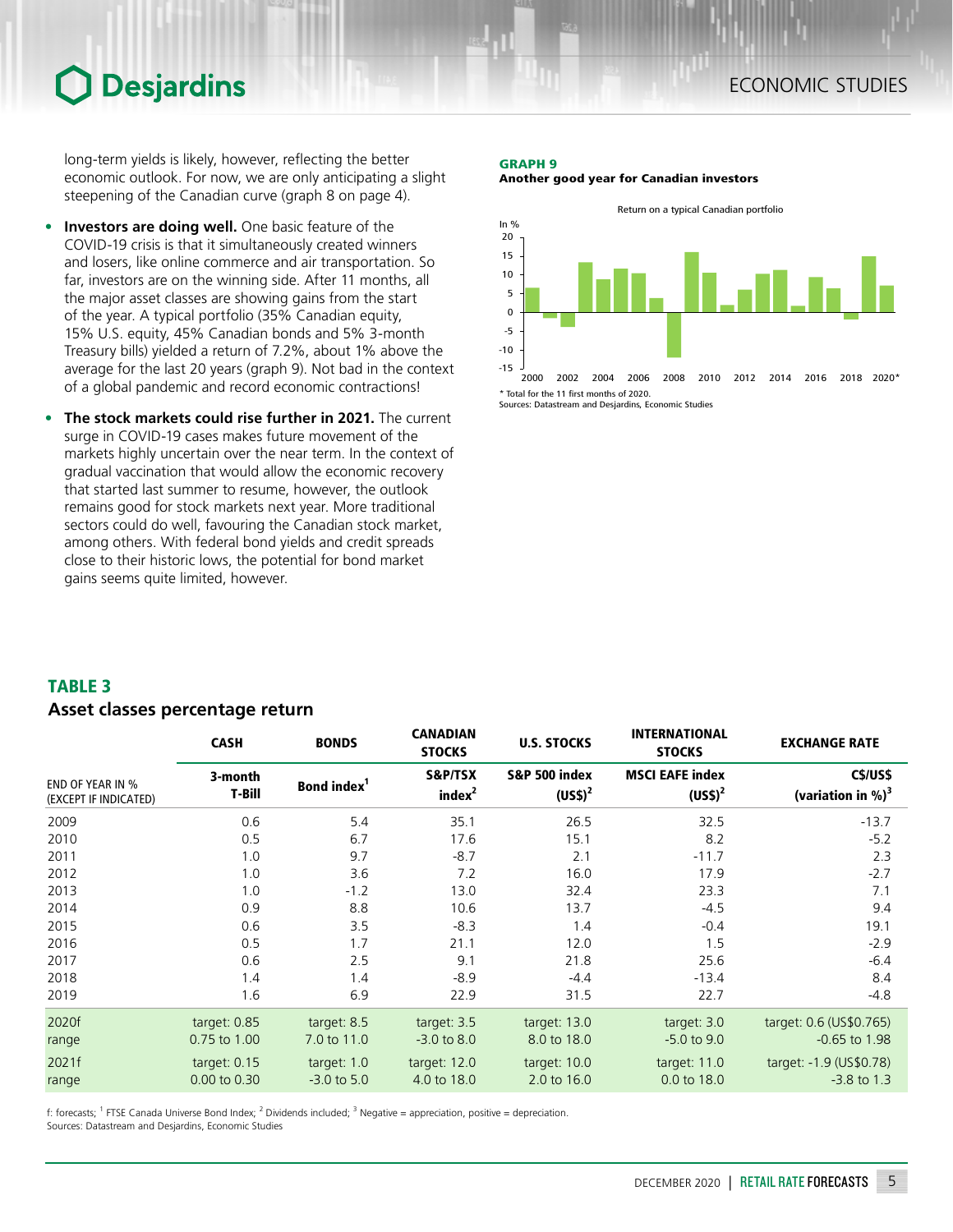long-term yields is likely, however, reflecting the better economic outlook. For now, we are only anticipating a slight steepening of the Canadian curve (graph 8 on page 4).

- **Investors are doing well.** One basic feature of the COVID-19 crisis is that it simultaneously created winners and losers, like online commerce and air transportation. So far, investors are on the winning side. After 11 months, all the major asset classes are showing gains from the start of the year. A typical portfolio (35% Canadian equity, 15% U.S. equity, 45% Canadian bonds and 5% 3-month Treasury bills) yielded a return of 7.2%, about 1% above the average for the last 20 years (graph 9). Not bad in the context of a global pandemic and record economic contractions!
- **The stock markets could rise further in 2021.** The current surge in COVID-19 cases makes future movement of the markets highly uncertain over the near term. In the context of gradual vaccination that would allow the economic recovery that started last summer to resume, however, the outlook remains good for stock markets next year. More traditional sectors could do well, favouring the Canadian stock market, among others. With federal bond yields and credit spreads close to their historic lows, the potential for bond market gains seems quite limited, however.

**GRAPH 9**
**Another good year for Canadian investors**

Return on a typical Canadian portfolio

In %

20
15
10
5
0
-5
-10
-15

2000 2002 2004 2006 2008 2010 2012 2014 2016 2018 2020*

\* Total for the 11 first months of 2020.
Sources: Datastream and Desjardins, Economic Studies

## TABLE 3
### Asset classes percentage return

| | CASH | BONDS | CANADIAN STOCKS | U.S. STOCKS | INTERNATIONAL STOCKS | EXCHANGE RATE |
|---|---|---|---|---|---|---|
| END OF YEAR IN % (EXCEPT IF INDICATED) | 3-month T-Bill | Bond index[1] | S&P/TSX index[2] | S&P 500 index (US$)[2] | MSCI EAFE index (US$)[2] | C$/US$ (variation in %)[3] |
| 2009 | 0.6 | 5.4 | 35.1 | 26.5 | 32.5 | -13.7 |
| 2010 | 0.5 | 6.7 | 17.6 | 15.1 | 8.2 | -5.2 |
| 2011 | 1.0 | 9.7 | -8.7 | 2.1 | -11.7 | 2.3 |
| 2012 | 1.0 | 3.6 | 7.2 | 16.0 | 17.9 | -2.7 |
| 2013 | 1.0 | -1.2 | 13.0 | 32.4 | 23.3 | 7.1 |
| 2014 | 0.9 | 8.8 | 10.6 | 13.7 | -4.5 | 9.4 |
| 2015 | 0.6 | 3.5 | -8.3 | 1.4 | -0.4 | 19.1 |
| 2016 | 0.5 | 1.7 | 21.1 | 12.0 | 1.5 | -2.9 |
| 2017 | 0.6 | 2.5 | 9.1 | 21.8 | 25.6 | -6.4 |
| 2018 | 1.4 | 1.4 | -8.9 | -4.4 | -13.4 | 8.4 |
| 2019 | 1.6 | 6.9 | 22.9 | 31.5 | 22.7 | -4.8 |
| 2020f | target: 0.85 | target: 8.5 | target: 3.5 | target: 13.0 | target: 3.0 | target: 0.6 (US$0.765) |
| range | 0.75 to 1.00 | 7.0 to 11.0 | -3.0 to 8.0 | 8.0 to 18.0 | -5.0 to 9.0 | -0.65 to 1.98 |
| 2021f | target: 0.15 | target: 1.0 | target: 12.0 | target: 10.0 | target: 11.0 | target: -1.9 (US$0.78) |
| range | 0.00 to 0.30 | -3.0 to 5.0 | 4.0 to 18.0 | 2.0 to 16.0 | 0.0 to 18.0 | -3.8 to 1.3 |

f: forecasts; [1] FTSE Canada Universe Bond Index; [2] Dividends included; [3] Negative = appreciation, positive = depreciation.
Sources: Datastream and Desjardins, Economic Studies